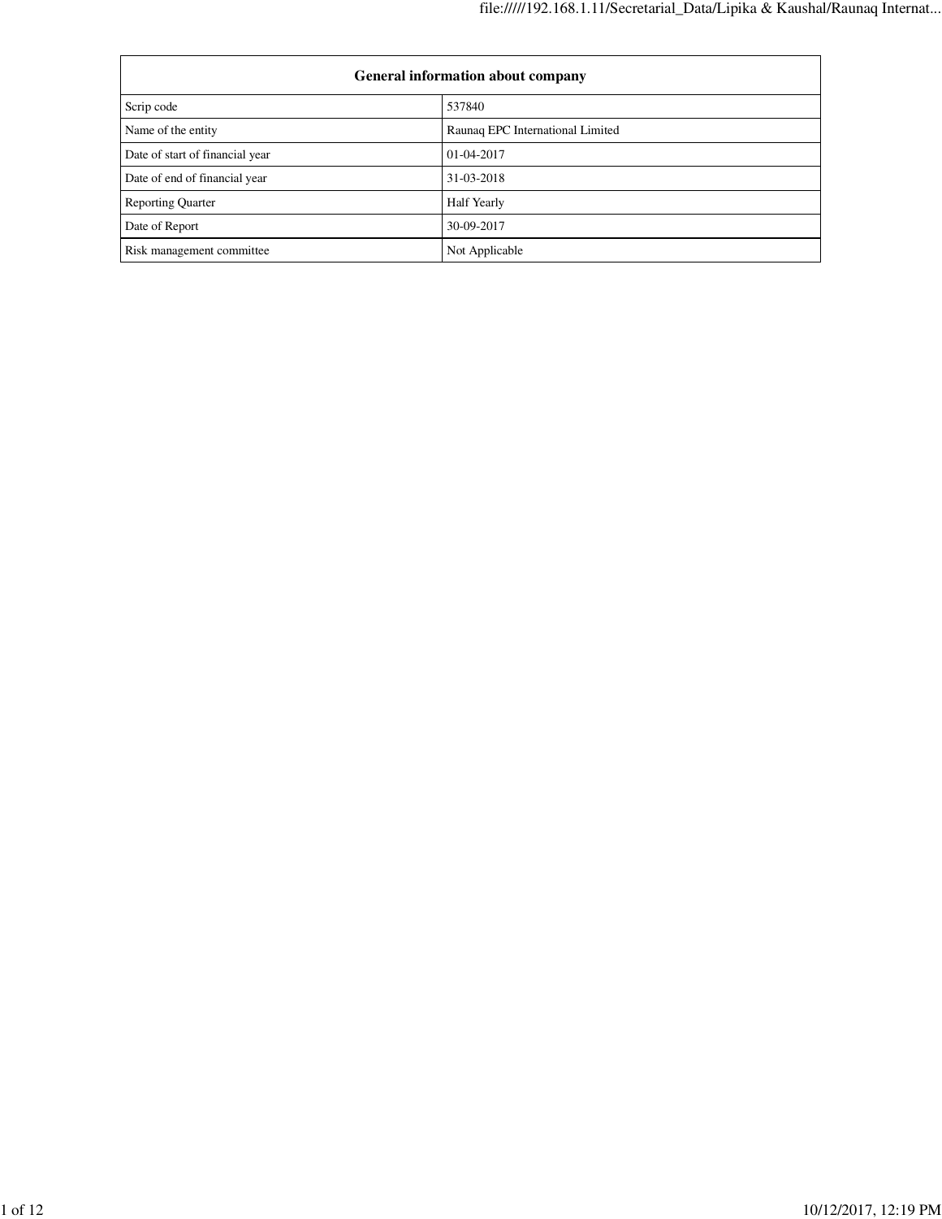| General information about company | |
|---|---|
| Scrip code | 537840 |
| Name of the entity | Raunaq EPC International Limited |
| Date of start of financial year | 01-04-2017 |
| Date of end of financial year | 31-03-2018 |
| Reporting Quarter | Half Yearly |
| Date of Report | 30-09-2017 |
| Risk management committee | Not Applicable |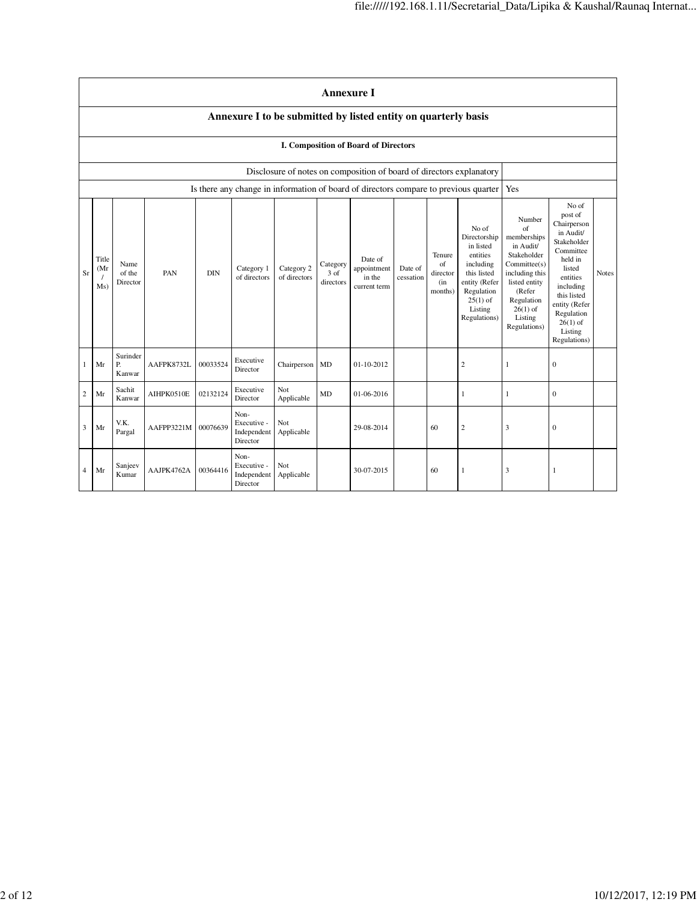## Annexure I

### Annexure I to be submitted by listed entity on quarterly basis

#### I. Composition of Board of Directors

| Disclosure of notes on composition of board of directors explanatory | |
|---|---|
| Is there any change in information of board of directors compare to previous quarter | Yes |

| Sr | Title (Mr / Ms) | Name of the Director | PAN | DIN | Category 1 of directors | Category 2 of directors | Category 3 of directors | Date of appointment in the current term | Date of cessation | Tenure of director (in months) | No of Directorship in listed entities including this listed entity (Refer Regulation 25(1) of Listing Regulations) | Number of memberships in Audit/ Stakeholder Committee(s) including this listed entity (Refer Regulation 26(1) of Listing Regulations) | No of post of Chairperson in Audit/ Stakeholder Committee held in listed entities including this listed entity (Refer Regulation 26(1) of Listing Regulations) | Notes |
|---|---|---|---|---|---|---|---|---|---|---|---|---|---|---|
| 1 | Mr | Surinder P. Kanwar | AAFPK8732L | 00033524 | Executive Director | Chairperson | MD | 01-10-2012 | | | 2 | 1 | 0 | |
| 2 | Mr | Sachit Kanwar | AIHPK0510E | 02132124 | Executive Director | Not Applicable | MD | 01-06-2016 | | | 1 | 1 | 0 | |
| 3 | Mr | V.K. Pargal | AAFPP3221M | 00076639 | Non-Executive - Independent Director | Not Applicable | | 29-08-2014 | | 60 | 2 | 3 | 0 | |
| 4 | Mr | Sanjeev Kumar | AAJPK4762A | 00364416 | Non-Executive - Independent Director | Not Applicable | | 30-07-2015 | | 60 | 1 | 3 | 1 | |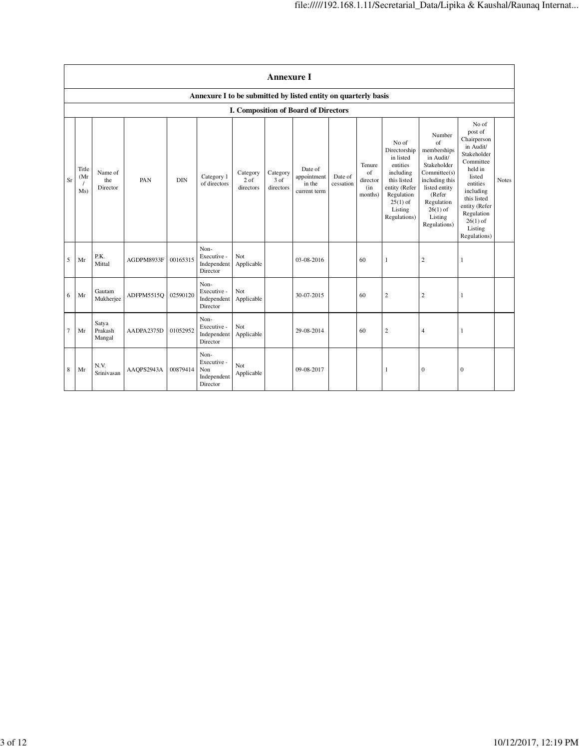| Annexure I | | | | | | | | | | | | | | | |
|---|---|---|---|---|---|---|---|---|---|---|---|---|---|---|---|
| Annexure I to be submitted by listed entity on quarterly basis | | | | | | | | | | | | | | | |
| I. Composition of Board of Directors | | | | | | | | | | | | | | | |
| Sr | Title (Mr / Ms) | Name of the Director | PAN | DIN | Category 1 of directors | Category 2 of directors | Category 3 of directors | Date of appointment in the current term | Date of cessation | Tenure of director (in months) | No of Directorship in listed entities including this listed entity (Refer Regulation 25(1) of Listing Regulations) | Number of memberships in Audit/ Stakeholder Committee(s) including this listed entity (Refer Regulation 26(1) of Listing Regulations) | No of post of Chairperson in Audit/ Stakeholder Committee held in listed entities including this listed entity (Refer Regulation 26(1) of Listing Regulations) | Notes |
| 5 | Mr | P.K. Mittal | AGDPM8933F | 00165315 | Non-Executive - Independent Director | Not Applicable | | 03-08-2016 | | 60 | 1 | 2 | 1 | |
| 6 | Mr | Gautam Mukherjee | ADFPM5515Q | 02590120 | Non-Executive - Independent Director | Not Applicable | | 30-07-2015 | | 60 | 2 | 2 | 1 | |
| 7 | Mr | Satya Prakash Mangal | AADPA2375D | 01052952 | Non-Executive - Independent Director | Not Applicable | | 29-08-2014 | | 60 | 2 | 4 | 1 | |
| 8 | Mr | N.V. Srinivasan | AAQPS2943A | 00879414 | Non-Executive - Non Independent Director | Not Applicable | | 09-08-2017 | | | 1 | 0 | 0 | |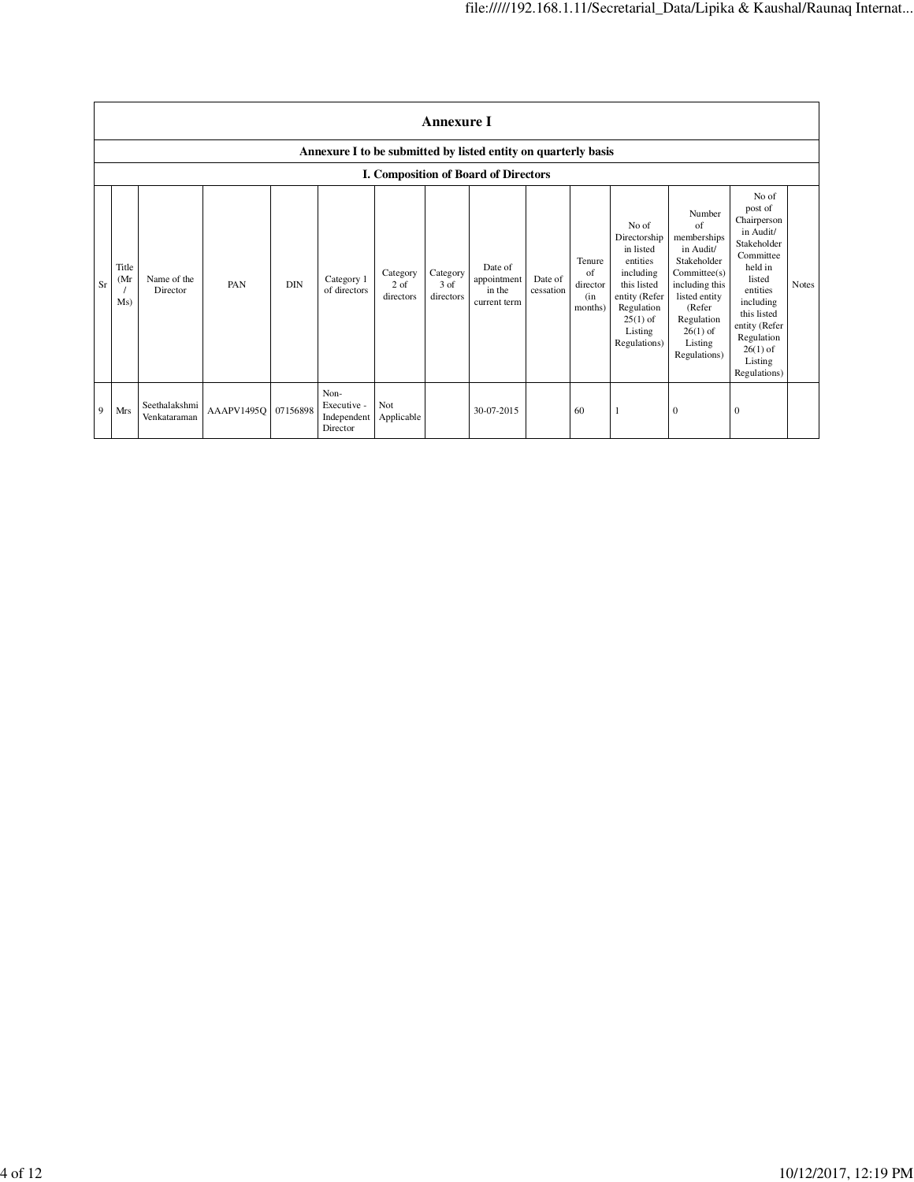## Annexure I

### Annexure I to be submitted by listed entity on quarterly basis

### I. Composition of Board of Directors

| Sr | Title (Mr / Ms) | Name of the Director | PAN | DIN | Category 1 of directors | Category 2 of directors | Category 3 of directors | Date of appointment in the current term | Date of cessation | Tenure of director (in months) | No of Directorship in listed entities including this listed entity (Refer Regulation 25(1) of Listing Regulations) | Number of memberships in Audit/ Stakeholder Committee(s) including this listed entity (Refer Regulation 26(1) of Listing Regulations) | No of post of Chairperson in Audit/ Stakeholder Committee held in listed entities including this listed entity (Refer Regulation 26(1) of Listing Regulations) | Notes |
|---|---|---|---|---|---|---|---|---|---|---|---|---|---|---|
| 9 | Mrs | Seethalakshmi Venkataraman | AAAPV1495Q | 07156898 | Non-Executive - Independent Director | Not Applicable | | 30-07-2015 | | 60 | 1 | 0 | 0 | |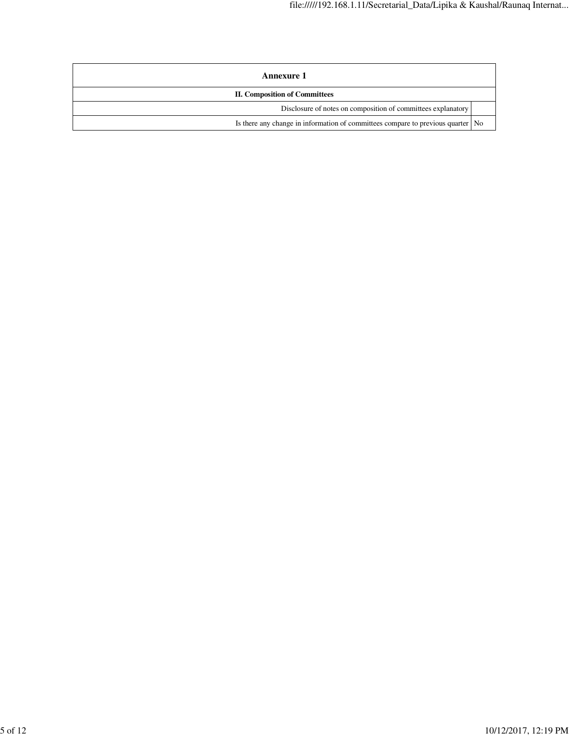| Annexure 1 | |
|---|---|
| **II. Composition of Committees** | |
| Disclosure of notes on composition of committees explanatory | |
| Is there any change in information of committees compare to previous quarter | No |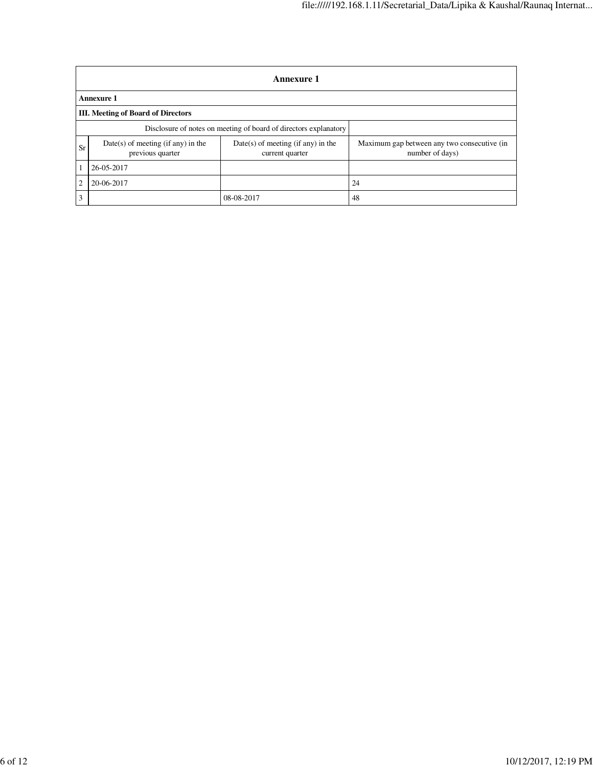## Annexure 1

**Annexure 1**

**III. Meeting of Board of Directors**

| Disclosure of notes on meeting of board of directors explanatory | | | |
|---|---|---|---|
| Sr | Date(s) of meeting (if any) in the previous quarter | Date(s) of meeting (if any) in the current quarter | Maximum gap between any two consecutive (in number of days) |
| 1 | 26-05-2017 | | |
| 2 | 20-06-2017 | | 24 |
| 3 | | 08-08-2017 | 48 |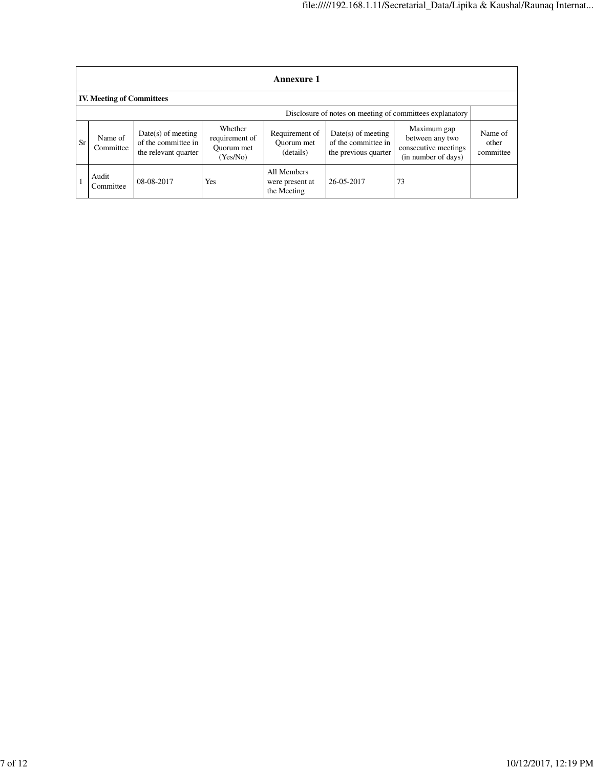## Annexure 1

### IV. Meeting of Committees

Disclosure of notes on meeting of committees explanatory

| Sr | Name of Committee | Date(s) of meeting of the committee in the relevant quarter | Whether requirement of Quorum met (Yes/No) | Requirement of Quorum met (details) | Date(s) of meeting of the committee in the previous quarter | Maximum gap between any two consecutive meetings (in number of days) | Name of other committee |
|---|---|---|---|---|---|---|---|
| 1 | Audit Committee | 08-08-2017 | Yes | All Members were present at the Meeting | 26-05-2017 | 73 | |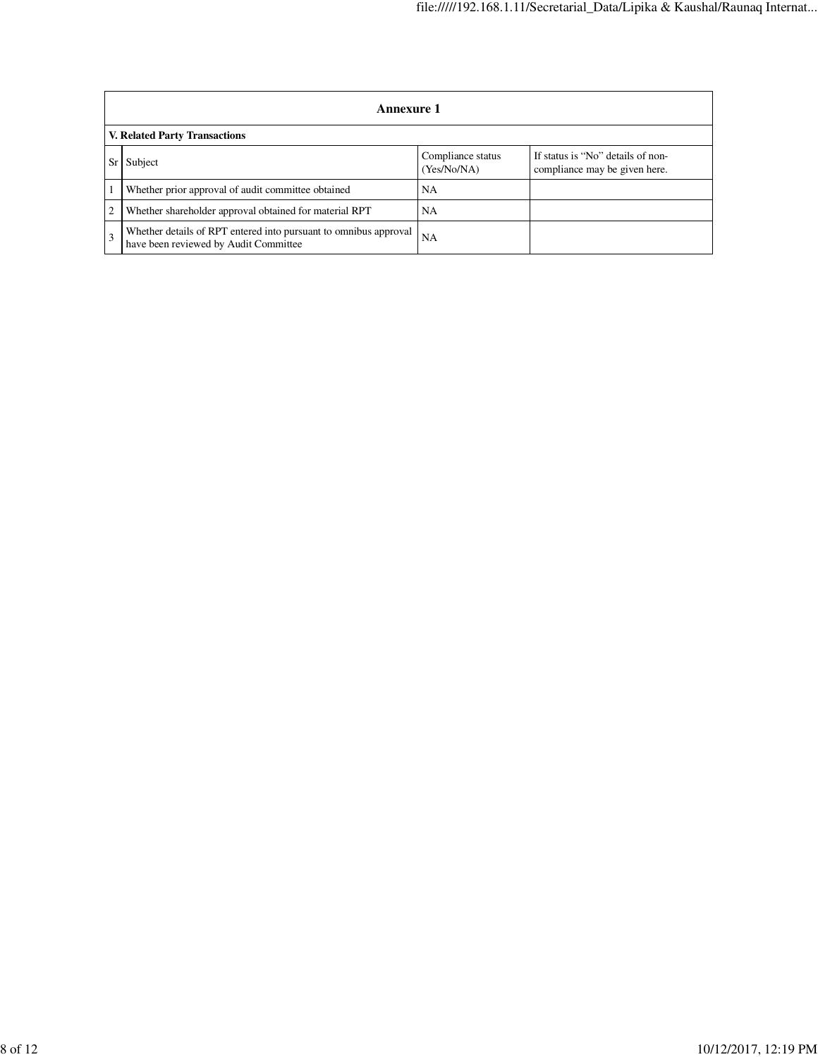## Annexure 1

**V. Related Party Transactions**

| Sr | Subject | Compliance status (Yes/No/NA) | If status is "No" details of non-compliance may be given here. |
|---|---|---|---|
| 1 | Whether prior approval of audit committee obtained | NA | |
| 2 | Whether shareholder approval obtained for material RPT | NA | |
| 3 | Whether details of RPT entered into pursuant to omnibus approval have been reviewed by Audit Committee | NA | |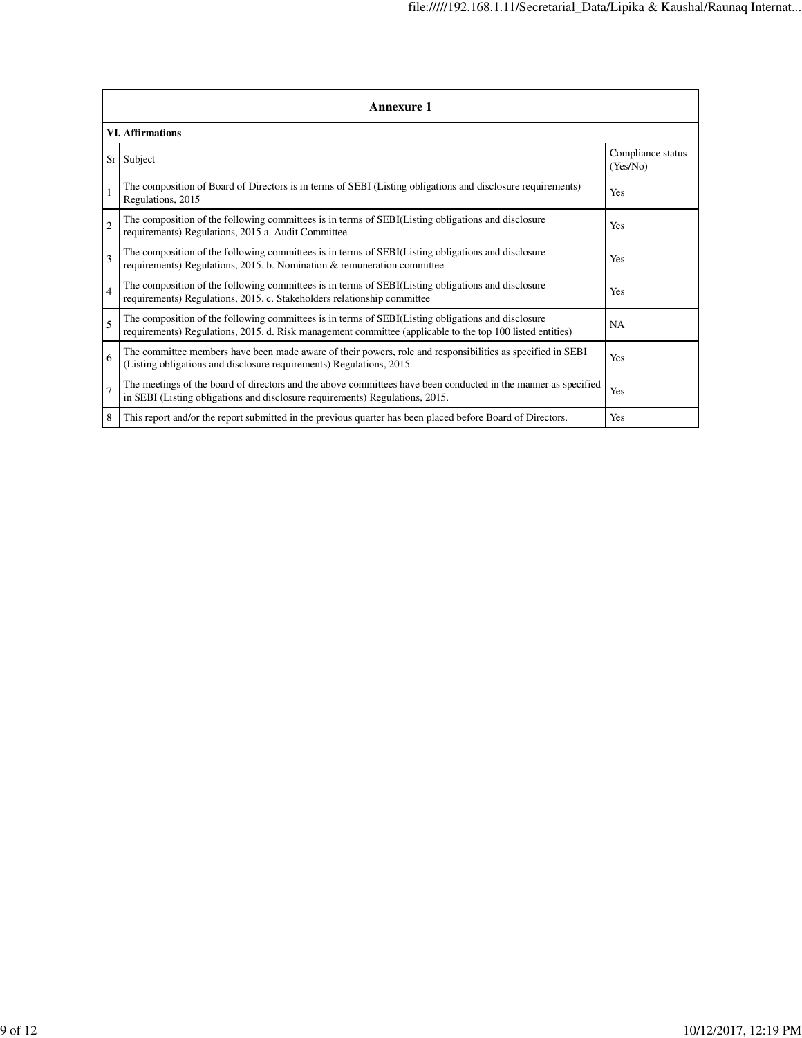## Annexure 1

### VI. Affirmations

| Sr | Subject | Compliance status (Yes/No) |
|---|---|---|
| 1 | The composition of Board of Directors is in terms of SEBI (Listing obligations and disclosure requirements) Regulations, 2015 | Yes |
| 2 | The composition of the following committees is in terms of SEBI(Listing obligations and disclosure requirements) Regulations, 2015 a. Audit Committee | Yes |
| 3 | The composition of the following committees is in terms of SEBI(Listing obligations and disclosure requirements) Regulations, 2015. b. Nomination & remuneration committee | Yes |
| 4 | The composition of the following committees is in terms of SEBI(Listing obligations and disclosure requirements) Regulations, 2015. c. Stakeholders relationship committee | Yes |
| 5 | The composition of the following committees is in terms of SEBI(Listing obligations and disclosure requirements) Regulations, 2015. d. Risk management committee (applicable to the top 100 listed entities) | NA |
| 6 | The committee members have been made aware of their powers, role and responsibilities as specified in SEBI (Listing obligations and disclosure requirements) Regulations, 2015. | Yes |
| 7 | The meetings of the board of directors and the above committees have been conducted in the manner as specified in SEBI (Listing obligations and disclosure requirements) Regulations, 2015. | Yes |
| 8 | This report and/or the report submitted in the previous quarter has been placed before Board of Directors. | Yes |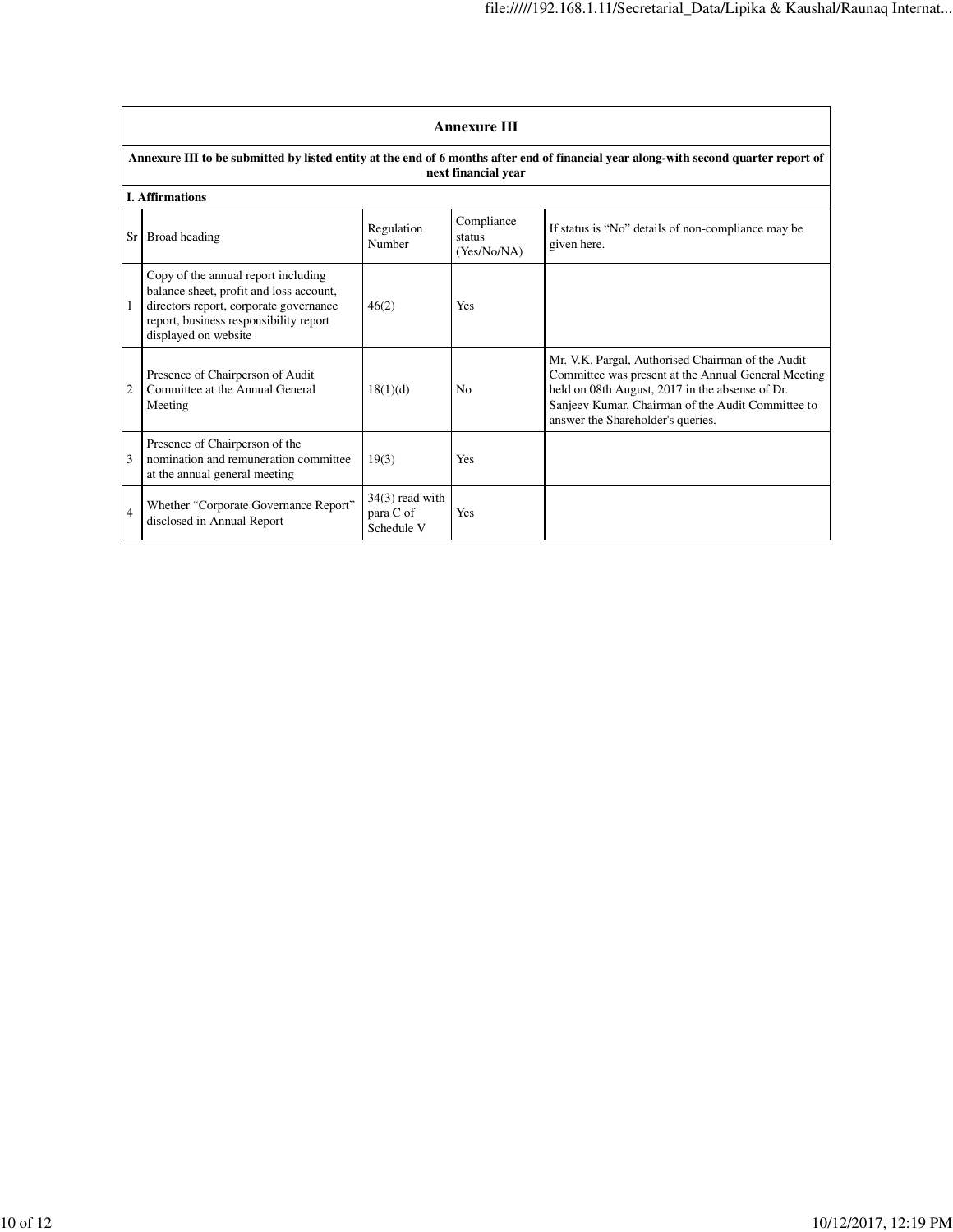## Annexure III

**Annexure III to be submitted by listed entity at the end of 6 months after end of financial year along-with second quarter report of next financial year**

**I. Affirmations**

| Sr | Broad heading | Regulation Number | Compliance status (Yes/No/NA) | If status is "No" details of non-compliance may be given here. |
|---|---|---|---|---|
| 1 | Copy of the annual report including balance sheet, profit and loss account, directors report, corporate governance report, business responsibility report displayed on website | 46(2) | Yes | |
| 2 | Presence of Chairperson of Audit Committee at the Annual General Meeting | 18(1)(d) | No | Mr. V.K. Pargal, Authorised Chairman of the Audit Committee was present at the Annual General Meeting held on 08th August, 2017 in the absense of Dr. Sanjeev Kumar, Chairman of the Audit Committee to answer the Shareholder's queries. |
| 3 | Presence of Chairperson of the nomination and remuneration committee at the annual general meeting | 19(3) | Yes | |
| 4 | Whether "Corporate Governance Report" disclosed in Annual Report | 34(3) read with para C of Schedule V | Yes | |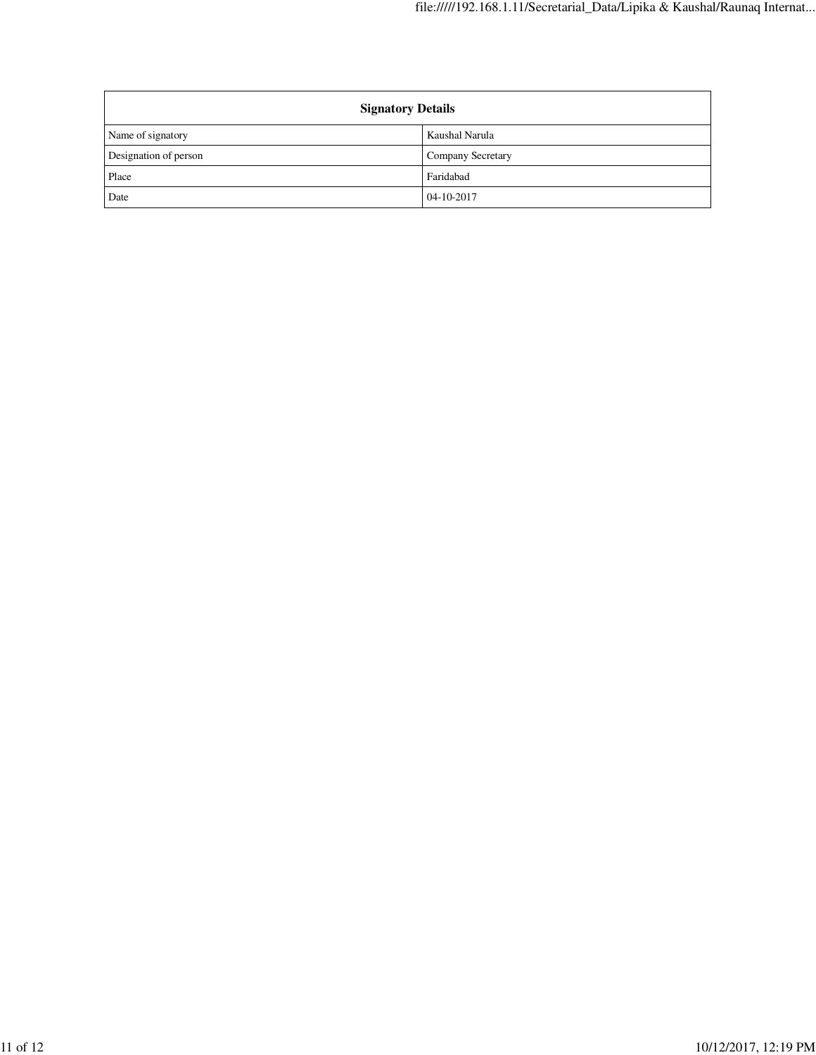| Signatory Details | |
|---|---|
| Name of signatory | Kaushal Narula |
| Designation of person | Company Secretary |
| Place | Faridabad |
| Date | 04-10-2017 |